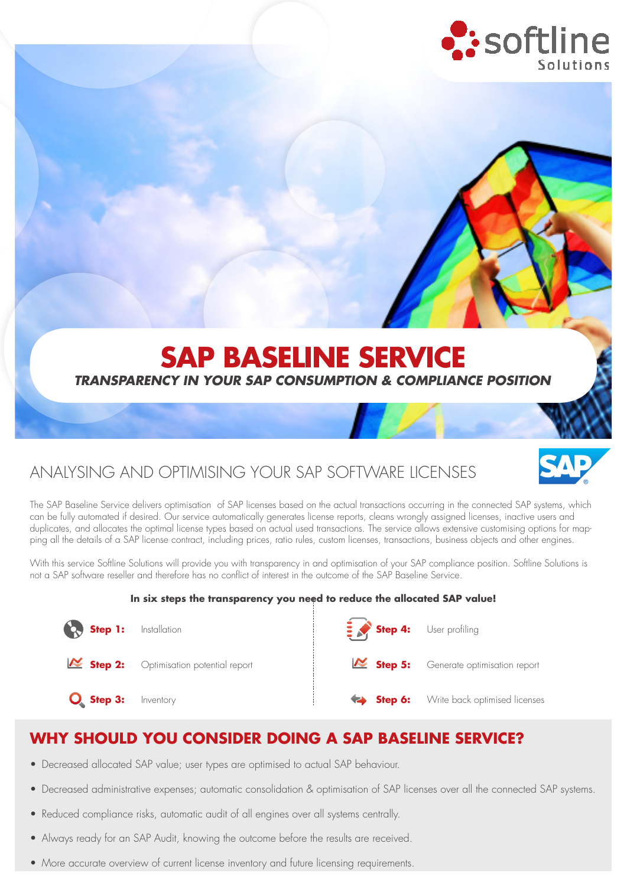# SAP BASELINE SERVICE

***TRANSPARENCY IN YOUR SAP CONSUMPTION & COMPLIANCE POSITION***

## ANALYSING AND OPTIMISING YOUR SAP SOFTWARE LICENSES

The SAP Baseline Service delivers optimisation of SAP licenses based on the actual transactions occurring in the connected SAP systems, which can be fully automated if desired. Our service automatically generates license reports, cleans wrongly assigned licenses, inactive users and duplicates, and allocates the optimal license types based on actual used transactions. The service allows extensive customising options for mapping all the details of a SAP license contract, including prices, ratio rules, custom licenses, transactions, business objects and other engines.

With this service Softline Solutions will provide you with transparency in and optimisation of your SAP compliance position. Softline Solutions is not a SAP software reseller and therefore has no conflict of interest in the outcome of the SAP Baseline Service.

**In six steps the transparency you need to reduce the allocated SAP value!**

- **Step 1:** Installation
- **Step 2:** Optimisation potential report
- **Step 3:** Inventory
- **Step 4:** User profiling
- **Step 5:** Generate optimisation report
- **Step 6:** Write back optimised licenses

## WHY SHOULD YOU CONSIDER DOING A SAP BASELINE SERVICE?

- Decreased allocated SAP value; user types are optimised to actual SAP behaviour.
- Decreased administrative expenses; automatic consolidation & optimisation of SAP licenses over all the connected SAP systems.
- Reduced compliance risks, automatic audit of all engines over all systems centrally.
- Always ready for an SAP Audit, knowing the outcome before the results are received.
- More accurate overview of current license inventory and future licensing requirements.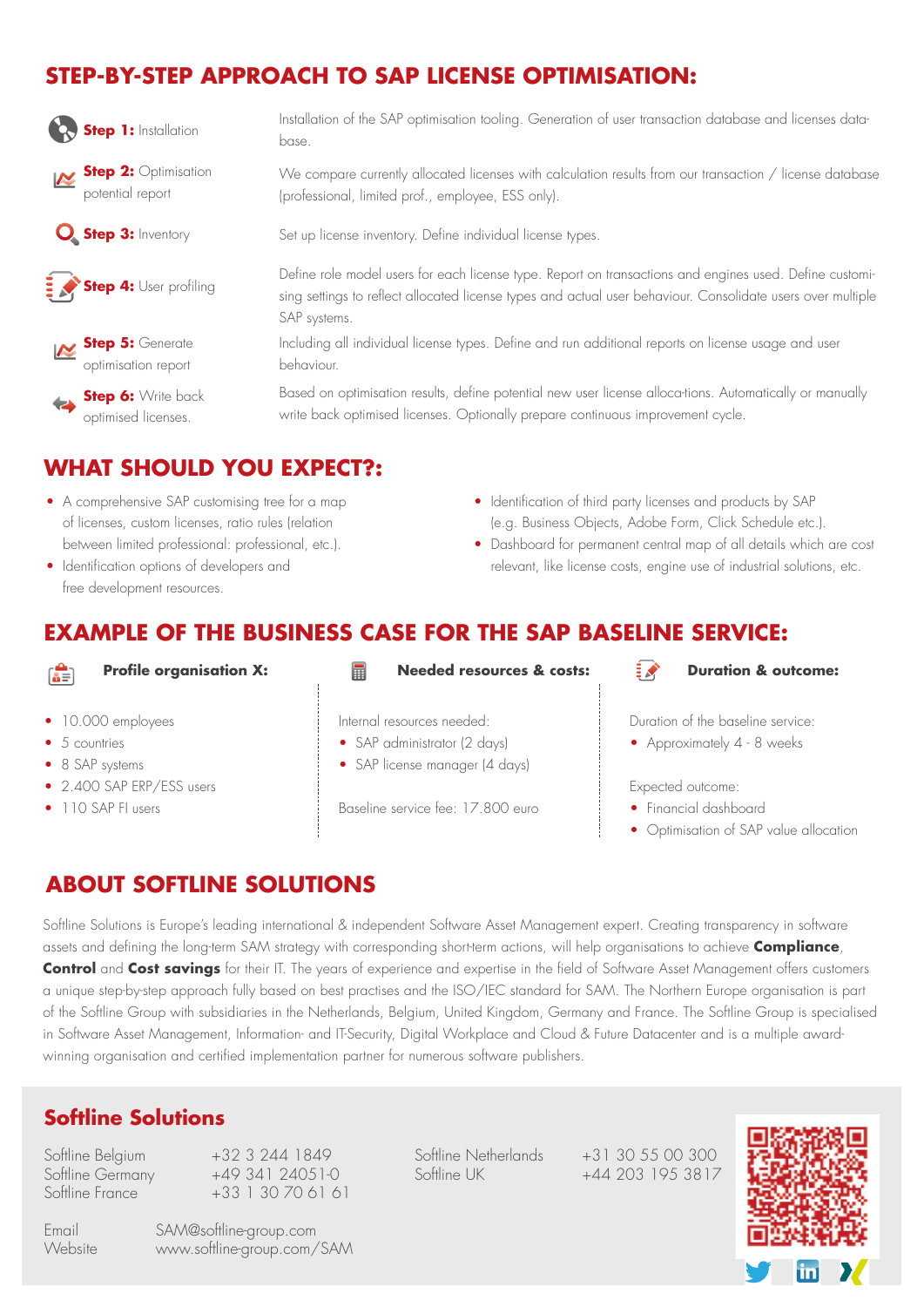## STEP-BY-STEP APPROACH TO SAP LICENSE OPTIMISATION:

| | |
|---|---|
| **Step 1:** Installation | Installation of the SAP optimisation tooling. Generation of user transaction database and licenses data-base. |
| **Step 2:** Optimisation potential report | We compare currently allocated licenses with calculation results from our transaction / license database (professional, limited prof., employee, ESS only). |
| **Step 3:** Inventory | Set up license inventory. Define individual license types. |
| **Step 4:** User profiling | Define role model users for each license type. Report on transactions and engines used. Define customi-sing settings to reflect allocated license types and actual user behaviour. Consolidate users over multiple SAP systems. |
| **Step 5:** Generate optimisation report | Including all individual license types. Define and run additional reports on license usage and user behaviour. |
| **Step 6:** Write back optimised licenses. | Based on optimisation results, define potential new user license alloca-tions. Automatically or manually write back optimised licenses. Optionally prepare continuous improvement cycle. |

## WHAT SHOULD YOU EXPECT?:

- A comprehensive SAP customising tree for a map of licenses, custom licenses, ratio rules (relation between limited professional: professional, etc.).
- Identification options of developers and free development resources.
- Identification of third party licenses and products by SAP (e.g. Business Objects, Adobe Form, Click Schedule etc.).
- Dashboard for permanent central map of all details which are cost relevant, like license costs, engine use of industrial solutions, etc.

## EXAMPLE OF THE BUSINESS CASE FOR THE SAP BASELINE SERVICE:

### Profile organisation X:

- 10.000 employees
- 5 countries
- 8 SAP systems
- 2.400 SAP ERP/ESS users
- 110 SAP FI users

### Needed resources & costs:

Internal resources needed:

- SAP administrator (2 days)
- SAP license manager (4 days)

Baseline service fee: 17.800 euro

### Duration & outcome:

Duration of the baseline service:

- Approximately 4 - 8 weeks

Expected outcome:

- Financial dashboard
- Optimisation of SAP value allocation

## ABOUT SOFTLINE SOLUTIONS

Softline Solutions is Europe's leading international & independent Software Asset Management expert. Creating transparency in software assets and defining the long-term SAM strategy with corresponding short-term actions, will help organisations to achieve **Compliance**, **Control** and **Cost savings** for their IT. The years of experience and expertise in the field of Software Asset Management offers customers a unique step-by-step approach fully based on best practises and the ISO/IEC standard for SAM. The Northern Europe organisation is part of the Softline Group with subsidiaries in the Netherlands, Belgium, United Kingdom, Germany and France. The Softline Group is specialised in Software Asset Management, Information- and IT-Security, Digital Workplace and Cloud & Future Datacenter and is a multiple award-winning organisation and certified implementation partner for numerous software publishers.

## Softline Solutions

| | |
|---|---|
| Softline Belgium | +32 3 244 1849 |
| Softline Germany | +49 341 24051-0 |
| Softline France | +33 1 30 70 61 61 |
| Softline Netherlands | +31 30 55 00 300 |
| Softline UK | +44 203 195 3817 |

Email SAM@softline-group.com
Website www.softline-group.com/SAM